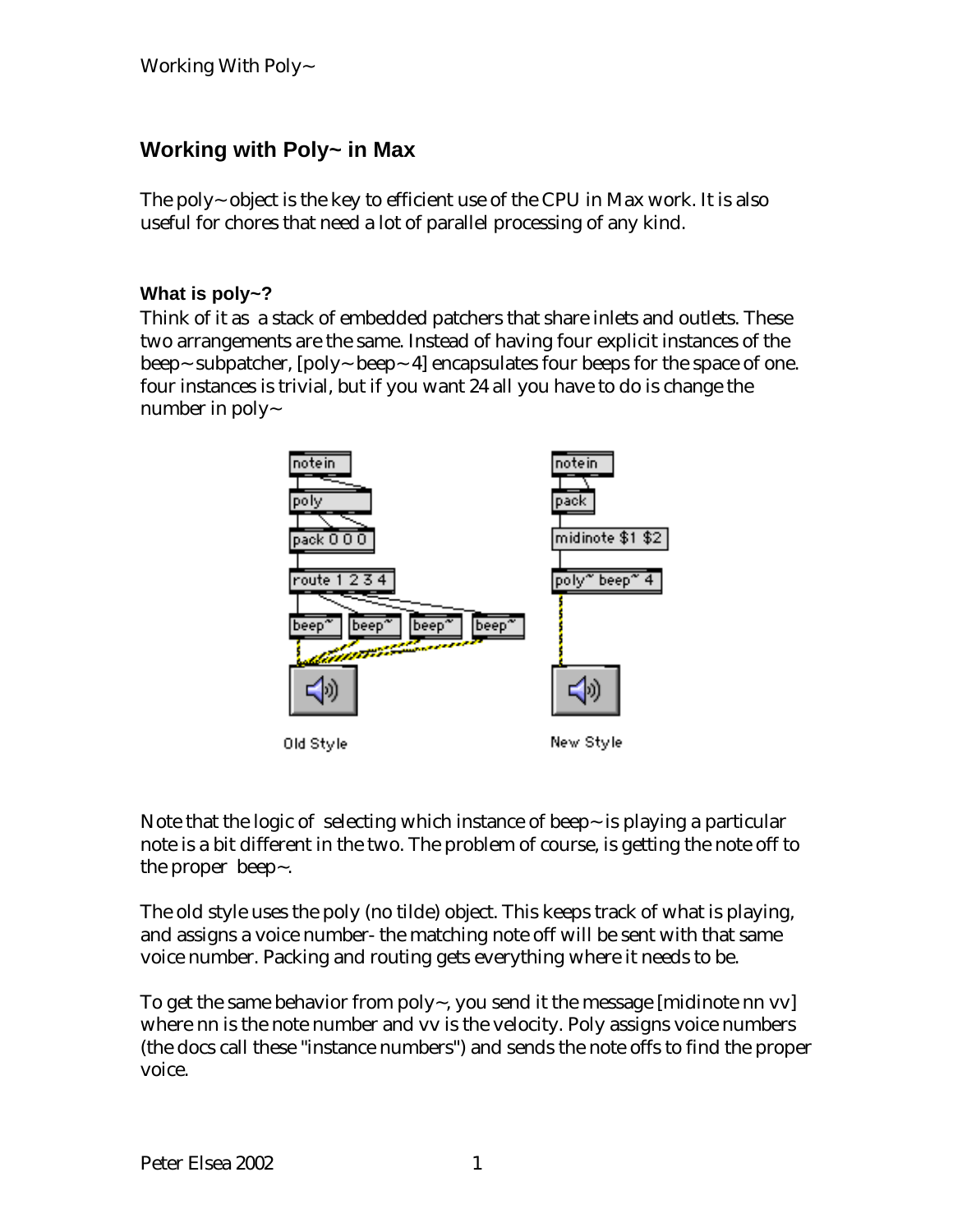# Working with Poly~ in Max

The poly~ object is the key to efficient use of the CPU in Max work. It is also useful for chores that need a lot of parallel processing of any kind.

### What is poly~?

Think of it as a stack of embedded patchers that share inlets and outlets. These two arrangements are the same. Instead of having four explicit instances of the beep~ subpatcher, [poly~ beep~ 4] encapsulates four beeps for the space of one. four instances is trivial, but if you want 24 all you have to do is change the number in poly~

Note that the logic of selecting which instance of beep~ is playing a particular note is a bit different in the two. The problem of course, is getting the note off to the proper beep~.

The old style uses the poly (no tilde) object. This keeps track of what is playing, and assigns a voice number- the matching note off will be sent with that same voice number. Packing and routing gets everything where it needs to be.

To get the same behavior from poly~, you send it the message [midinote nn vv] where nn is the note number and vv is the velocity. Poly assigns voice numbers (the docs call these "instance numbers") and sends the note offs to find the proper voice.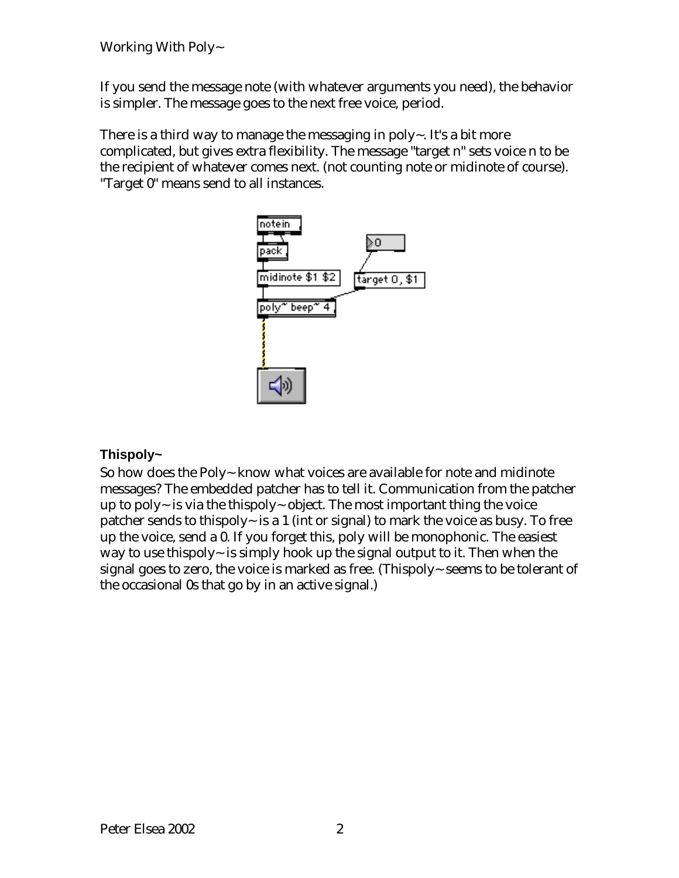If you send the message note (with whatever arguments you need), the behavior is simpler. The message goes to the next free voice, period.

There is a third way to manage the messaging in poly~. It's a bit more complicated, but gives extra flexibility. The message "target n" sets voice n to be the recipient of whatever comes next. (not counting note or midinote of course). "Target 0" means send to all instances.

### Thispoly~

So how does the Poly~ know what voices are available for note and midinote messages? The embedded patcher has to tell it. Communication from the patcher up to poly~ is via the thispoly~ object. The most important thing the voice patcher sends to thispoly~ is a 1 (int or signal) to mark the voice as busy. To free up the voice, send a 0. If you forget this, poly will be monophonic. The easiest way to use thispoly~ is simply hook up the signal output to it. Then when the signal goes to zero, the voice is marked as free. (Thispoly~ seems to be tolerant of the occasional 0s that go by in an active signal.)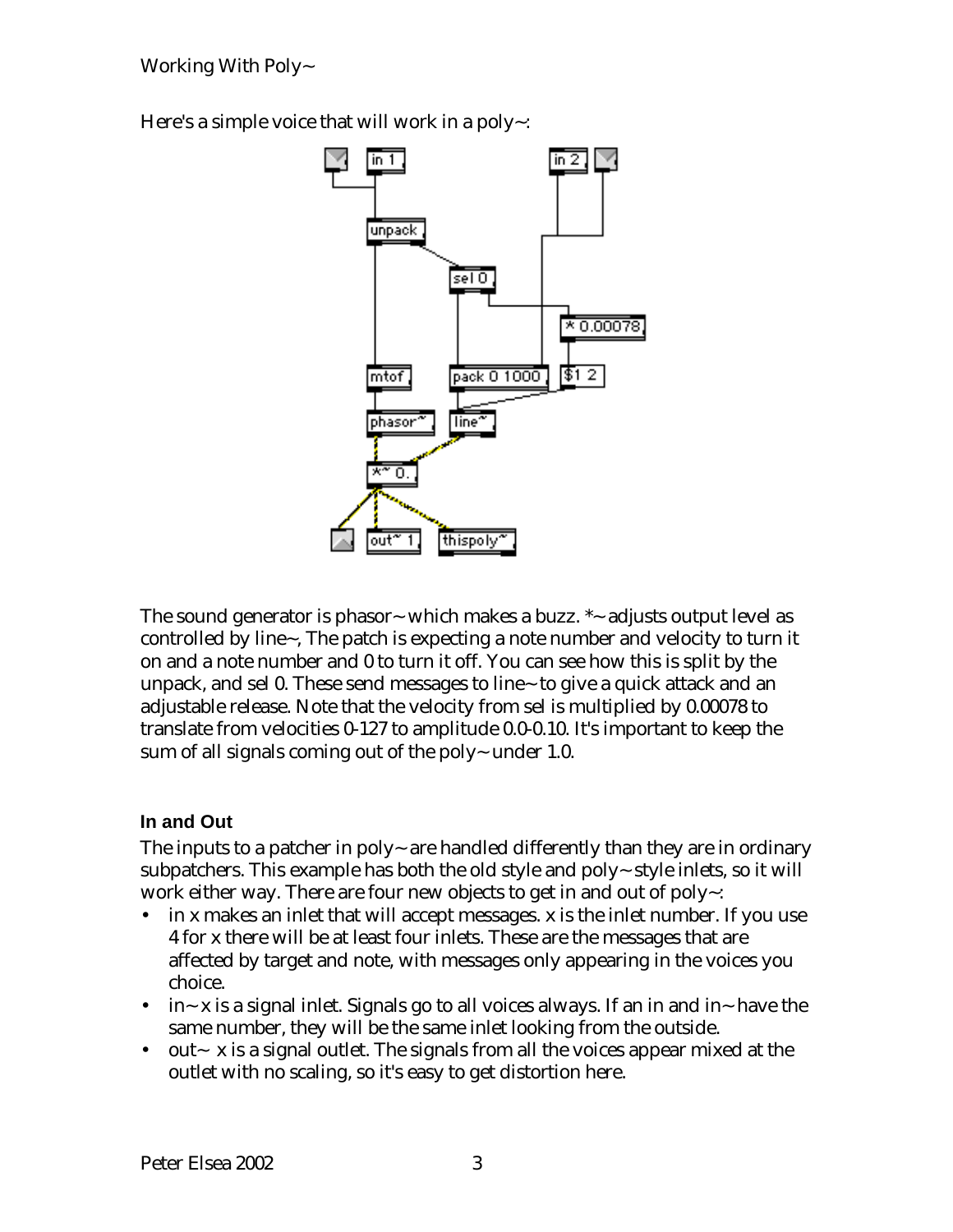Here's a simple voice that will work in a poly~:

The sound generator is phasor~ which makes a buzz. *~ adjusts output level as controlled by line~, The patch is expecting a note number and velocity to turn it on and a note number and 0 to turn it off. You can see how this is split by the unpack, and sel 0. These send messages to line~ to give a quick attack and an adjustable release. Note that the velocity from sel is multiplied by 0.00078 to translate from velocities 0-127 to amplitude 0.0-0.10. It's important to keep the sum of all signals coming out of the poly~ under 1.0.

### In and Out

The inputs to a patcher in poly~ are handled differently than they are in ordinary subpatchers. This example has both the old style and poly~ style inlets, so it will work either way. There are four new objects to get in and out of poly~:

- in x makes an inlet that will accept messages. x is the inlet number. If you use 4 for x there will be at least four inlets. These are the messages that are affected by target and note, with messages only appearing in the voices you choice.
- in~ x is a signal inlet. Signals go to all voices always. If an in and in~ have the same number, they will be the same inlet looking from the outside.
- out~ x is a signal outlet. The signals from all the voices appear mixed at the outlet with no scaling, so it's easy to get distortion here.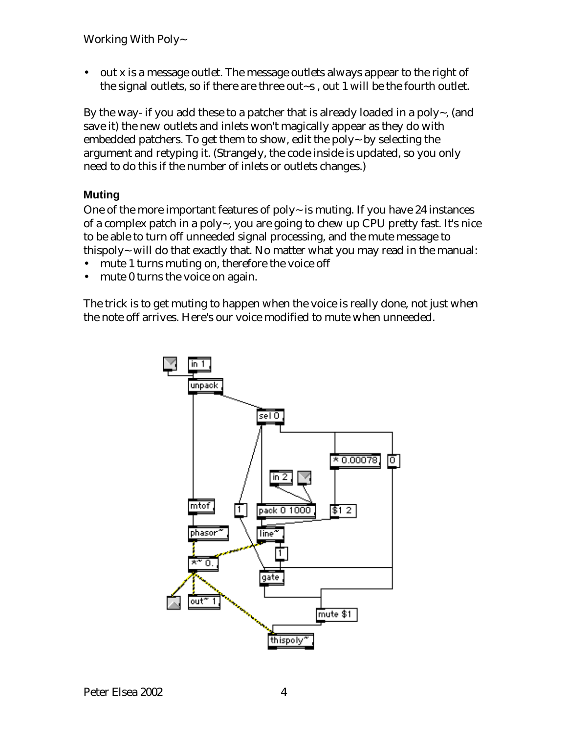- out x is a message outlet. The message outlets always appear to the right of the signal outlets, so if there are three out~s , out 1 will be the fourth outlet.

By the way- if you add these to a patcher that is already loaded in a poly~, (and save it) the new outlets and inlets won't magically appear as they do with embedded patchers. To get them to show, edit the poly~ by selecting the argument and retyping it. (Strangely, the code inside is updated, so you only need to do this if the number of inlets or outlets changes.)

### Muting

One of the more important features of poly~ is muting. If you have 24 instances of a complex patch in a poly~, you are going to chew up CPU pretty fast. It's nice to be able to turn off unneeded signal processing, and the mute message to thispoly~ will do that exactly that. No matter what you may read in the manual:

- mute 1 turns muting on, therefore the voice off
- mute 0 turns the voice on again.

The trick is to get muting to happen when the voice is really done, not just when the note off arrives. Here's our voice modified to mute when unneeded.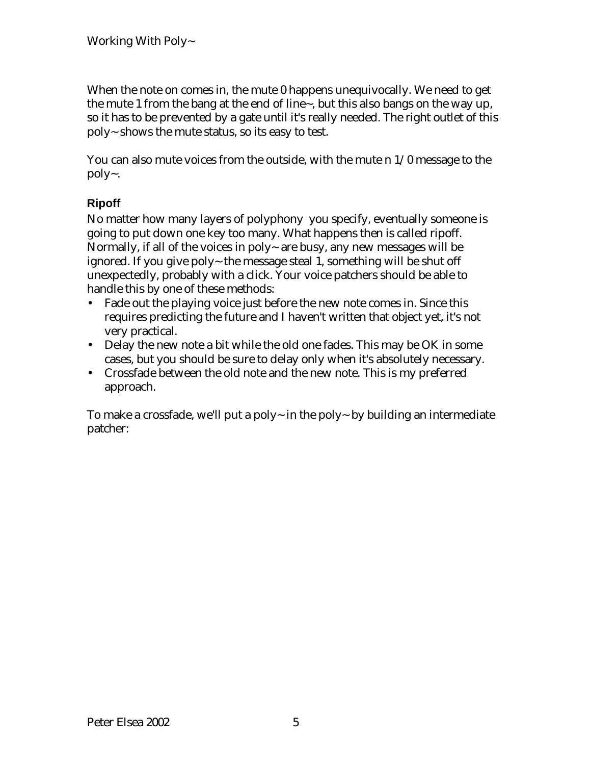When the note on comes in, the mute 0 happens unequivocally. We need to get the mute 1 from the bang at the end of line~, but this also bangs on the way up, so it has to be prevented by a gate until it's really needed. The right outlet of this poly~ shows the mute status, so its easy to test.

You can also mute voices from the outside, with the mute n 1/0 message to the poly~.

### Ripoff

No matter how many layers of polyphony you specify, eventually someone is going to put down one key too many. What happens then is called ripoff. Normally, if all of the voices in poly~ are busy, any new messages will be ignored. If you give poly~ the message steal 1, something will be shut off unexpectedly, probably with a click. Your voice patchers should be able to handle this by one of these methods:

- Fade out the playing voice just before the new note comes in. Since this requires predicting the future and I haven't written that object yet, it's not very practical.
- Delay the new note a bit while the old one fades. This may be OK in some cases, but you should be sure to delay only when it's absolutely necessary.
- Crossfade between the old note and the new note. This is my preferred approach.

To make a crossfade, we'll put a poly~ in the poly~ by building an intermediate patcher: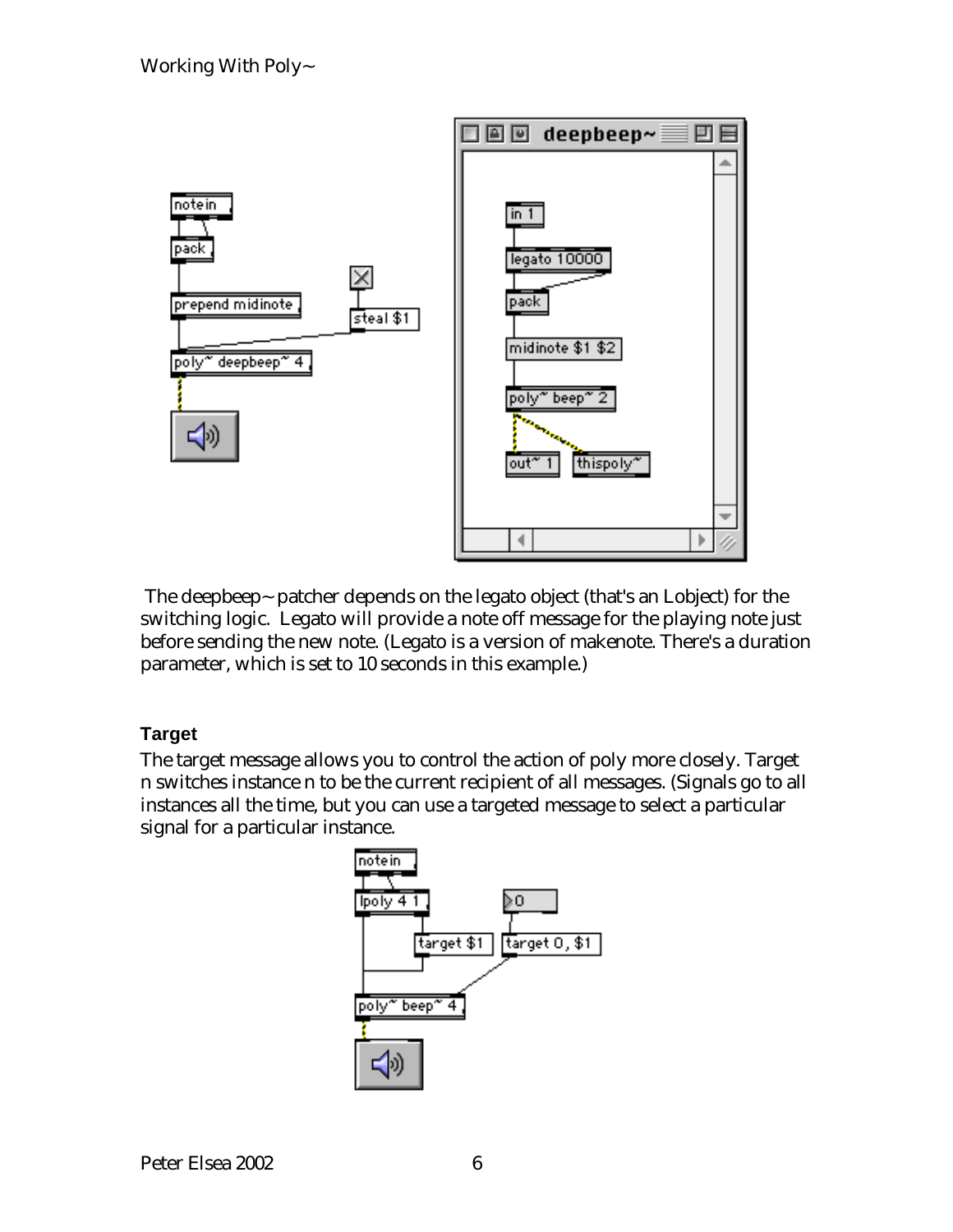The deepbeep~ patcher depends on the legato object (that's an Lobject) for the switching logic. Legato will provide a note off message for the playing note just before sending the new note. (Legato is a version of makenote. There's a duration parameter, which is set to 10 seconds in this example.)

### Target

The target message allows you to control the action of poly more closely. Target n switches instance n to be the current recipient of all messages. (Signals go to all instances all the time, but you can use a targeted message to select a particular signal for a particular instance.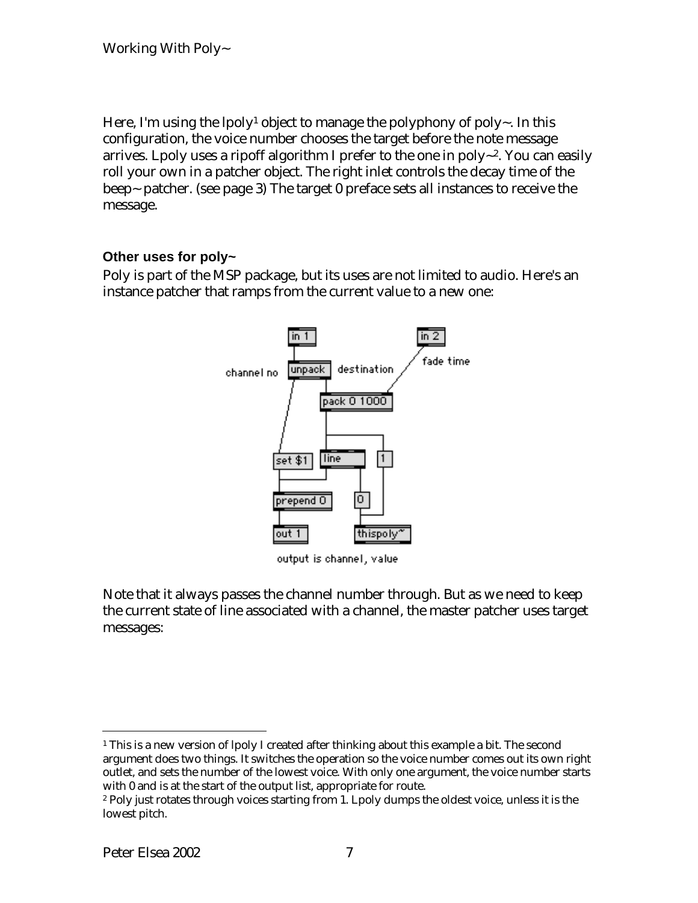Here, I'm using the lpoly[1] object to manage the polyphony of poly~. In this configuration, the voice number chooses the target before the note message arrives. Lpoly uses a ripoff algorithm I prefer to the one in poly~[2]. You can easily roll your own in a patcher object. The right inlet controls the decay time of the beep~ patcher. (see page 3) The target 0 preface sets all instances to receive the message.

### Other uses for poly~

Poly is part of the MSP package, but its uses are not limited to audio. Here's an instance patcher that ramps from the current value to a new one:

Note that it always passes the channel number through. But as we need to keep the current state of line associated with a channel, the master patcher uses target messages:

---

[1] This is a new version of lpoly I created after thinking about this example a bit. The second argument does two things. It switches the operation so the voice number comes out its own right outlet, and sets the number of the lowest voice. With only one argument, the voice number starts with 0 and is at the start of the output list, appropriate for route.

[2] Poly just rotates through voices starting from 1. Lpoly dumps the oldest voice, unless it is the lowest pitch.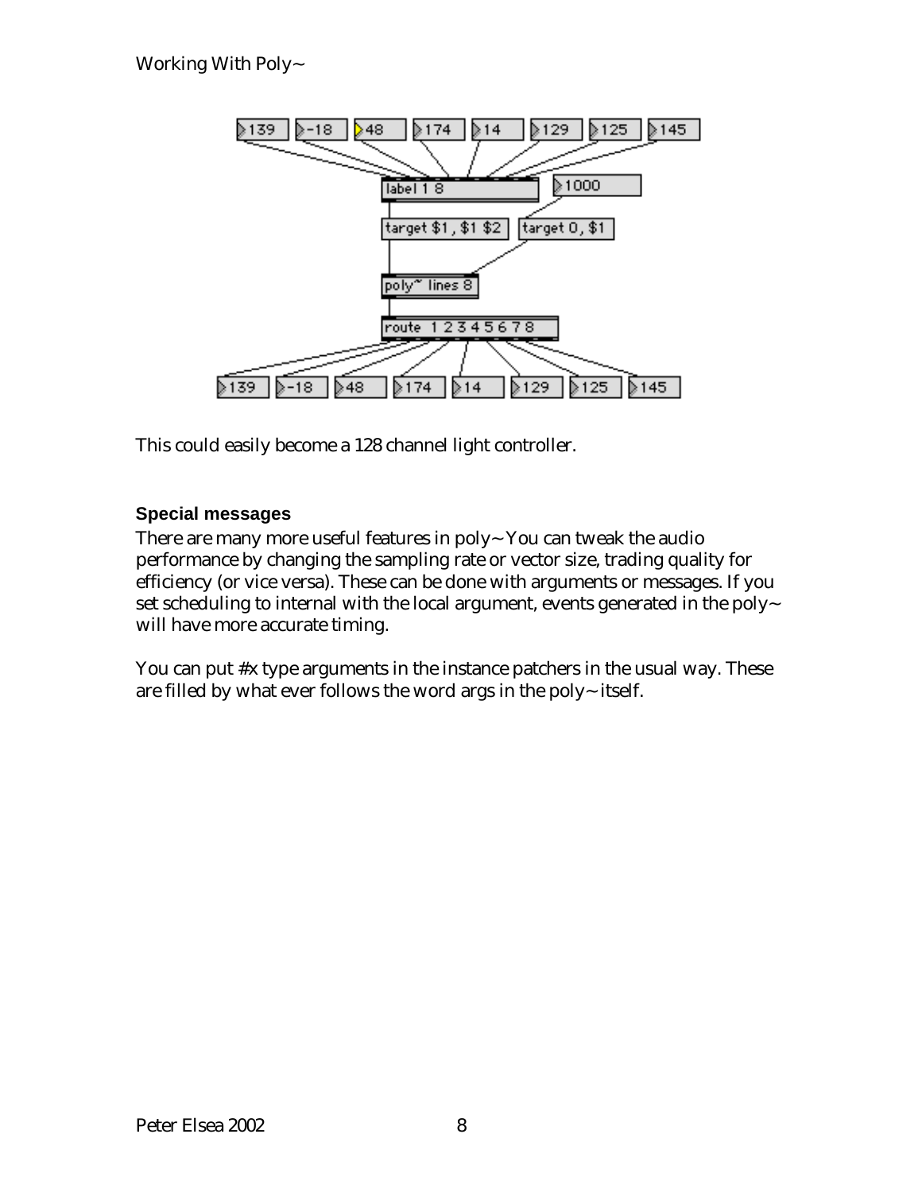139 -18 48 174 14 129 125 145

label 1 8

1000

target $1, $1 $2

target 0, $1

poly~ lines 8

route 1 2 3 4 5 6 7 8

139 -18 48 174 14 129 125 145

This could easily become a 128 channel light controller.

### Special messages

There are many more useful features in poly~ You can tweak the audio performance by changing the sampling rate or vector size, trading quality for efficiency (or vice versa). These can be done with arguments or messages. If you set scheduling to internal with the local argument, events generated in the poly~ will have more accurate timing.

You can put #x type arguments in the instance patchers in the usual way. These are filled by what ever follows the word args in the poly~ itself.